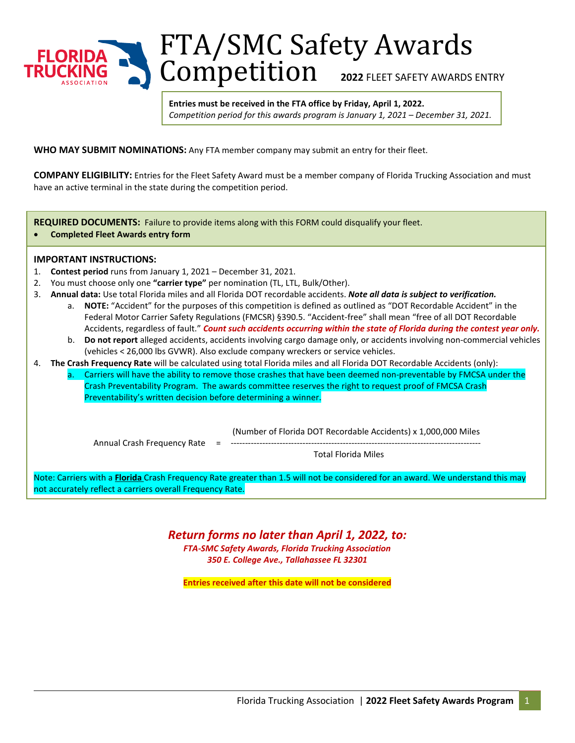# FTA/SMC Safety Awards Competition

**2022** FLEET SAFETY AWARDS ENTRY

**Entries must be received in the FTA office by Friday, April 1, 2022.**
*Competition period for this awards program is January 1, 2021 – December 31, 2021.*

**WHO MAY SUBMIT NOMINATIONS:** Any FTA member company may submit an entry for their fleet.

**COMPANY ELIGIBILITY:** Entries for the Fleet Safety Award must be a member company of Florida Trucking Association and must have an active terminal in the state during the competition period.

**REQUIRED DOCUMENTS:** Failure to provide items along with this FORM could disqualify your fleet.

- **Completed Fleet Awards entry form**

**IMPORTANT INSTRUCTIONS:**

1. **Contest period** runs from January 1, 2021 – December 31, 2021.
2. You must choose only one **"carrier type"** per nomination (TL, LTL, Bulk/Other).
3. **Annual data:** Use total Florida miles and all Florida DOT recordable accidents. ***Note all data is subject to verification.***
   a. **NOTE:** "Accident" for the purposes of this competition is defined as outlined as "DOT Recordable Accident" in the Federal Motor Carrier Safety Regulations (FMCSR) §390.5. "Accident-free" shall mean "free of all DOT Recordable Accidents, regardless of fault." ***Count such accidents occurring within the state of Florida during the contest year only.***
   b. **Do not report** alleged accidents, accidents involving cargo damage only, or accidents involving non-commercial vehicles (vehicles < 26,000 lbs GVWR). Also exclude company wreckers or service vehicles.
4. **The Crash Frequency Rate** will be calculated using total Florida miles and all Florida DOT Recordable Accidents (only):
   a. Carriers will have the ability to remove those crashes that have been deemed non-preventable by FMCSA under the Crash Preventability Program. The awards committee reserves the right to request proof of FMCSA Crash Preventability's written decision before determining a winner.

$$\text{Annual Crash Frequency Rate} = \frac{(\text{Number of Florida DOT Recordable Accidents}) \times 1{,}000{,}000 \text{ Miles}}{\text{Total Florida Miles}}$$

Note: Carriers with a <u>**Florida**</u> Crash Frequency Rate greater than 1.5 will not be considered for an award. We understand this may not accurately reflect a carriers overall Frequency Rate.

## *Return forms no later than April 1, 2022, to:*

***FTA-SMC Safety Awards, Florida Trucking Association***
***350 E. College Ave., Tallahassee FL 32301***

**Entries received after this date will not be considered**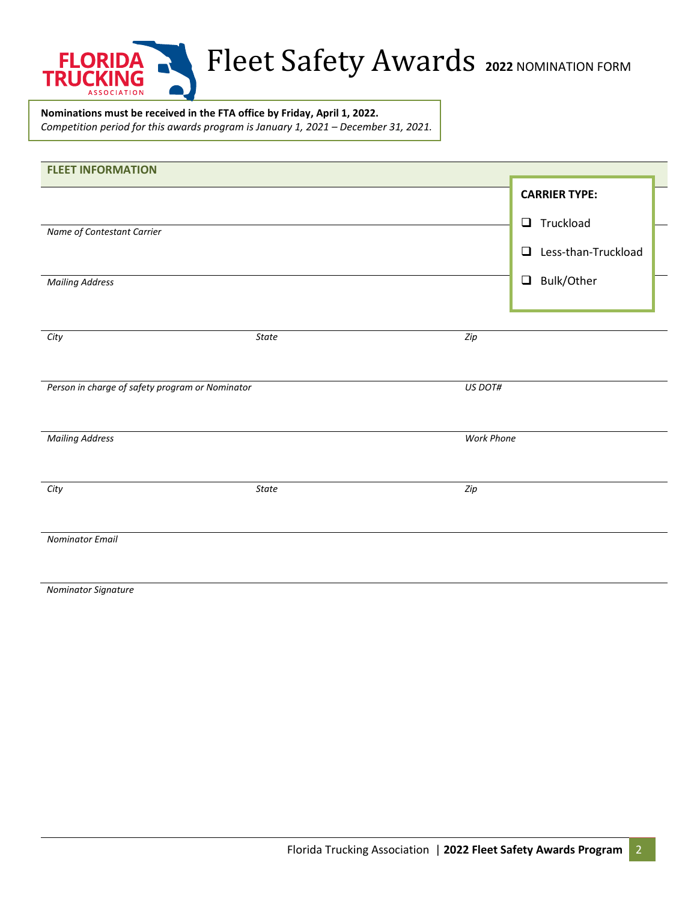# Fleet Safety Awards **2022** NOMINATION FORM

**Nominations must be received in the FTA office by Friday, April 1, 2022.**
*Competition period for this awards program is January 1, 2021 – December 31, 2021.*

## FLEET INFORMATION

**CARRIER TYPE:**

- ❑ Truckload
- ❑ Less-than-Truckload
- ❑ Bulk/Other

*Name of Contestant Carrier*

*Mailing Address*

| *City* | *State* | *Zip* |
|---|---|---|

| *Person in charge of safety program or Nominator* | *US DOT#* |
|---|---|

| *Mailing Address* | *Work Phone* |
|---|---|

| *City* | *State* | *Zip* |
|---|---|---|

*Nominator Email*

*Nominator Signature*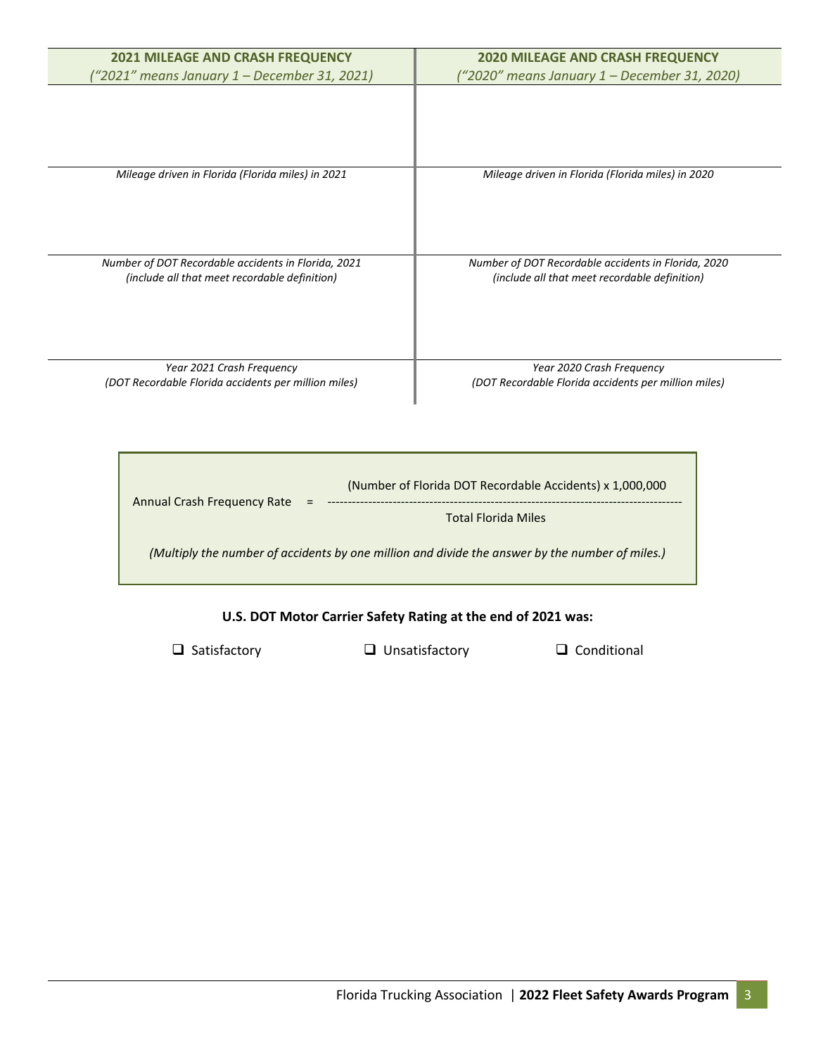| **2021 MILEAGE AND CRASH FREQUENCY** *("2021" means January 1 – December 31, 2021)* | **2020 MILEAGE AND CRASH FREQUENCY** *("2020" means January 1 – December 31, 2020)* |
|---|---|
| | |
| *Mileage driven in Florida (Florida miles) in 2021* | *Mileage driven in Florida (Florida miles) in 2020* |
| | |
| *Number of DOT Recordable accidents in Florida, 2021* *(include all that meet recordable definition)* | *Number of DOT Recordable accidents in Florida, 2020* *(include all that meet recordable definition)* |
| | |
| *Year 2021 Crash Frequency* *(DOT Recordable Florida accidents per million miles)* | *Year 2020 Crash Frequency* *(DOT Recordable Florida accidents per million miles)* |

$$\text{Annual Crash Frequency Rate} = \frac{\text{(Number of Florida DOT Recordable Accidents)} \times 1{,}000{,}000}{\text{Total Florida Miles}}$$

*(Multiply the number of accidents by one million and divide the answer by the number of miles.)*

**U.S. DOT Motor Carrier Safety Rating at the end of 2021 was:**

- ❑ Satisfactory
- ❑ Unsatisfactory
- ❑ Conditional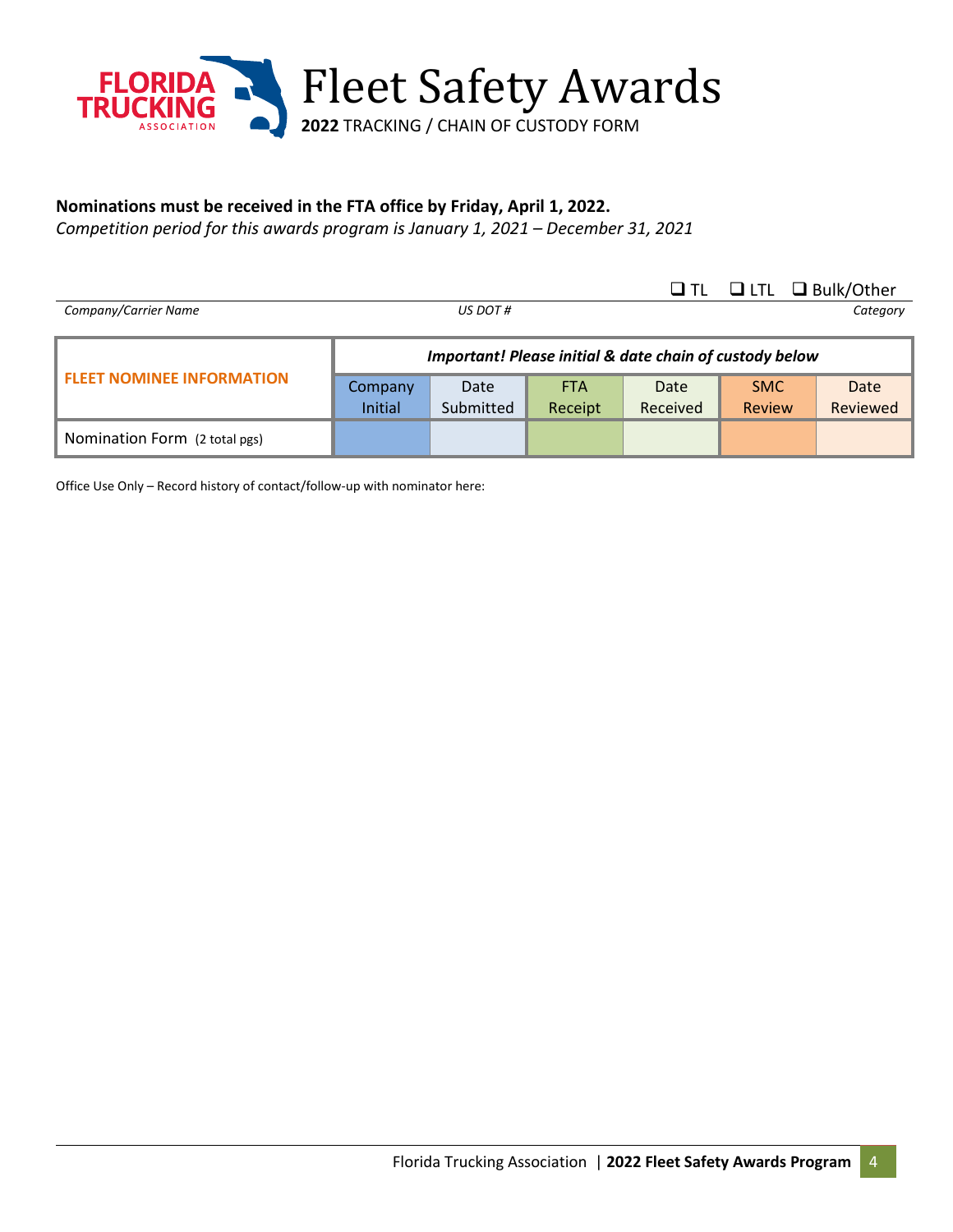FLORIDA TRUCKING ASSOCIATION

# Fleet Safety Awards

**2022** TRACKING / CHAIN OF CUSTODY FORM

**Nominations must be received in the FTA office by Friday, April 1, 2022.**

*Competition period for this awards program is January 1, 2021 – December 31, 2021*

❑ TL ❑ LTL ❑ Bulk/Other

| *Company/Carrier Name* | *US DOT #* | *Category* |
|---|---|---|

| **FLEET NOMINEE INFORMATION** | ***Important! Please initial & date chain of custody below*** | | | | | |
|---|---|---|---|---|---|---|
| | Company Initial | Date Submitted | FTA Receipt | Date Received | SMC Review | Date Reviewed |
| Nomination Form (2 total pgs) | | | | | | |

Office Use Only – Record history of contact/follow-up with nominator here: